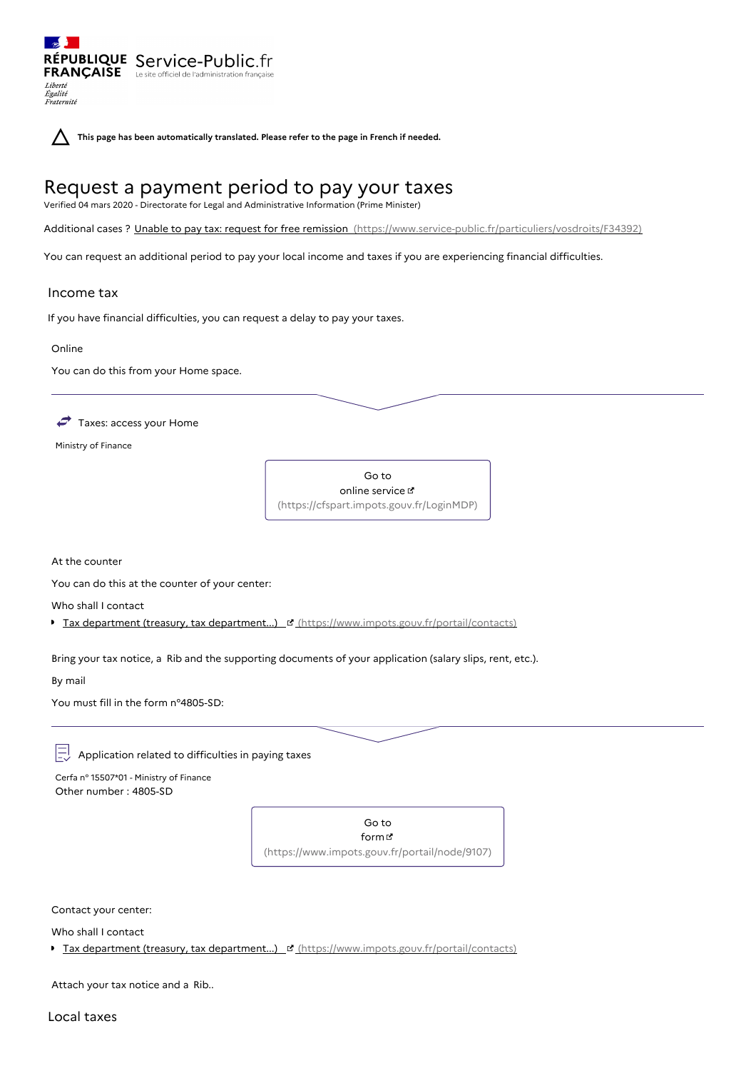RÉPUBLIQUE FRANÇAISE

*Liberté Égalité Fraternité*

Service-Public.fr

Le site officiel de l'administration française

**This page has been automatically translated. Please refer to the page in French if needed.**

# Request a payment period to pay your taxes

Verified 04 mars 2020 - Directorate for Legal and Administrative Information (Prime Minister)

Additional cases ? Unable to pay tax: request for free remission (https://www.service-public.fr/particuliers/vosdroits/F34392)

You can request an additional period to pay your local income and taxes if you are experiencing financial difficulties.

## Income tax

If you have financial difficulties, you can request a delay to pay your taxes.

### Online

You can do this from your Home space.

Taxes: access your Home

Ministry of Finance

Go to online service (https://cfspart.impots.gouv.fr/LoginMDP)

### At the counter

You can do this at the counter of your center:

Who shall I contact

- Tax department (treasury, tax department...) (https://www.impots.gouv.fr/portail/contacts)

Bring your tax notice, a Rib and the supporting documents of your application (salary slips, rent, etc.).

### By mail

You must fill in the form n°4805-SD:

Application related to difficulties in paying taxes

Cerfa n° 15507*01 - Ministry of Finance

Other number : 4805-SD

Go to form (https://www.impots.gouv.fr/portail/node/9107)

Contact your center:

Who shall I contact

- Tax department (treasury, tax department...) (https://www.impots.gouv.fr/portail/contacts)

Attach your tax notice and a Rib..

## Local taxes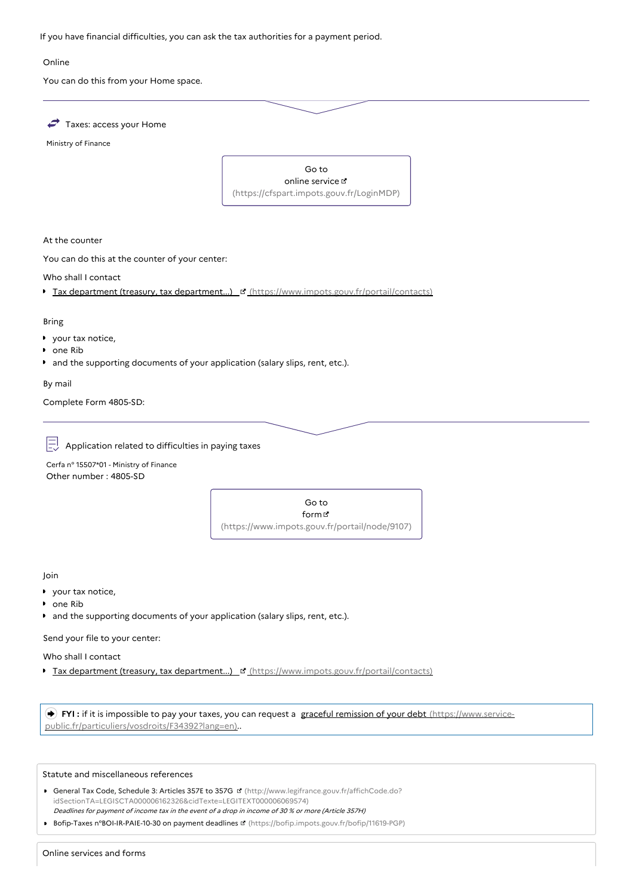If you have financial difficulties, you can ask the tax authorities for a payment period.

Online

You can do this from your Home space.

Taxes: access your Home

Ministry of Finance

Go to online service (https://cfspart.impots.gouv.fr/LoginMDP)

At the counter

You can do this at the counter of your center:

Who shall I contact

- Tax department (treasury, tax department...) (https://www.impots.gouv.fr/portail/contacts)

Bring

- your tax notice,
- one Rib
- and the supporting documents of your application (salary slips, rent, etc.).

By mail

Complete Form 4805-SD:

Application related to difficulties in paying taxes

Cerfa n° 15507*01 - Ministry of Finance
Other number : 4805-SD

Go to form (https://www.impots.gouv.fr/portail/node/9107)

Join

- your tax notice,
- one Rib
- and the supporting documents of your application (salary slips, rent, etc.).

Send your file to your center:

Who shall I contact

- Tax department (treasury, tax department...) (https://www.impots.gouv.fr/portail/contacts)

**FYI :** if it is impossible to pay your taxes, you can request a graceful remission of your debt (https://www.service-public.fr/particuliers/vosdroits/F34392?lang=en)..

Statute and miscellaneous references

- General Tax Code, Schedule 3: Articles 357E to 357G (http://www.legifrance.gouv.fr/affichCode.do?idSectionTA=LEGISCTA000006162326&cidTexte=LEGITEXT000006069574)
  *Deadlines for payment of income tax in the event of a drop in income of 30 % or more (Article 357H)*
- Bofip-Taxes n°BOI-IR-PAIE-10-30 on payment deadlines (https://bofip.impots.gouv.fr/bofip/11619-PGP)

Online services and forms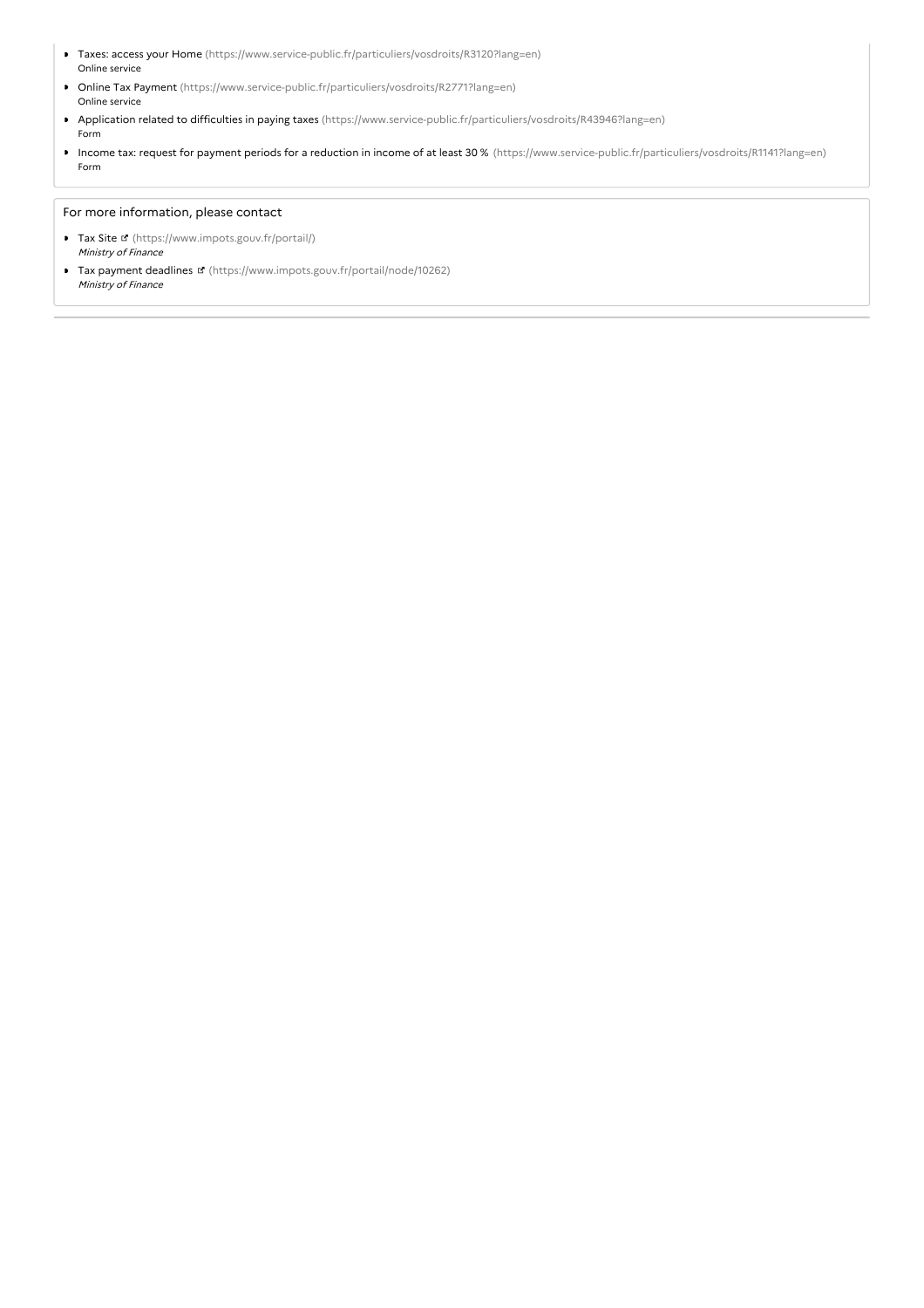- Taxes: access your Home (https://www.service-public.fr/particuliers/vosdroits/R3120?lang=en)
  Online service
- Online Tax Payment (https://www.service-public.fr/particuliers/vosdroits/R2771?lang=en)
  Online service
- Application related to difficulties in paying taxes (https://www.service-public.fr/particuliers/vosdroits/R43946?lang=en)
  Form
- Income tax: request for payment periods for a reduction in income of at least 30 % (https://www.service-public.fr/particuliers/vosdroits/R1141?lang=en)
  Form

## For more information, please contact

- Tax Site (https://www.impots.gouv.fr/portail/)
  *Ministry of Finance*
- Tax payment deadlines (https://www.impots.gouv.fr/portail/node/10262)
  *Ministry of Finance*